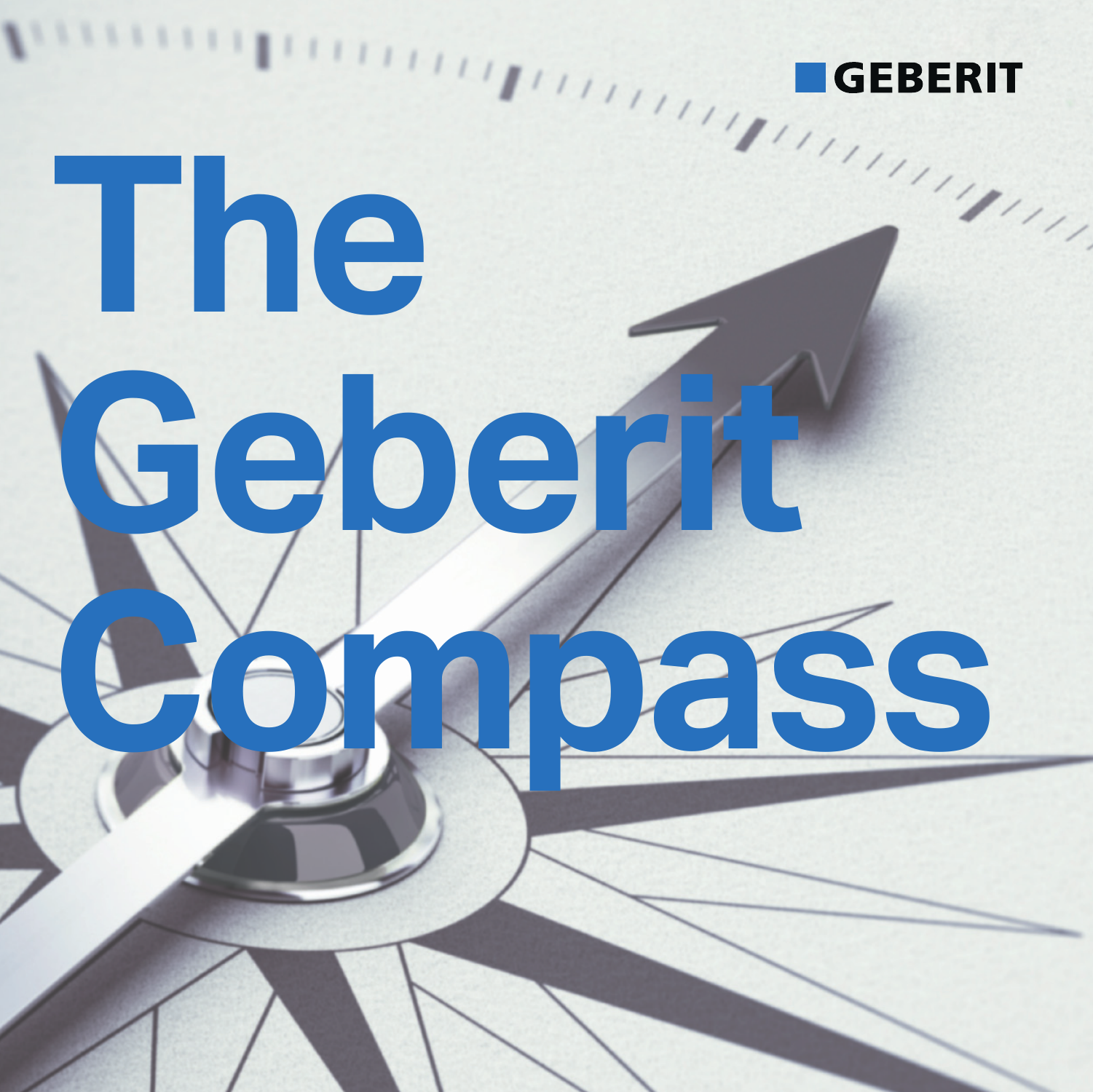GEBERIT

# The Geberit Compass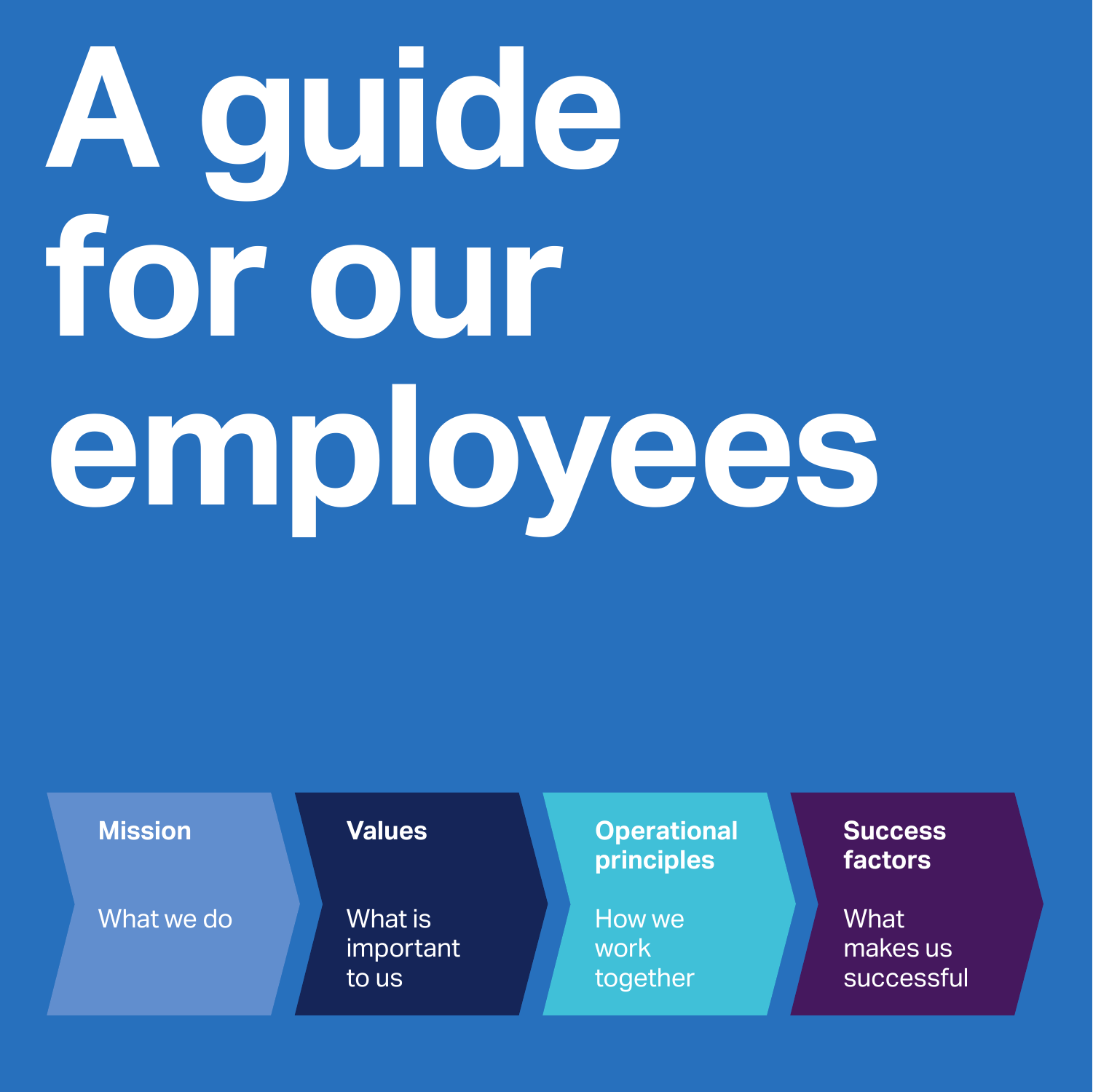# A guide for our employees

**Mission**

What we do

**Values**

What is important to us

**Operational principles**

How we work together

**Success factors**

What makes us successful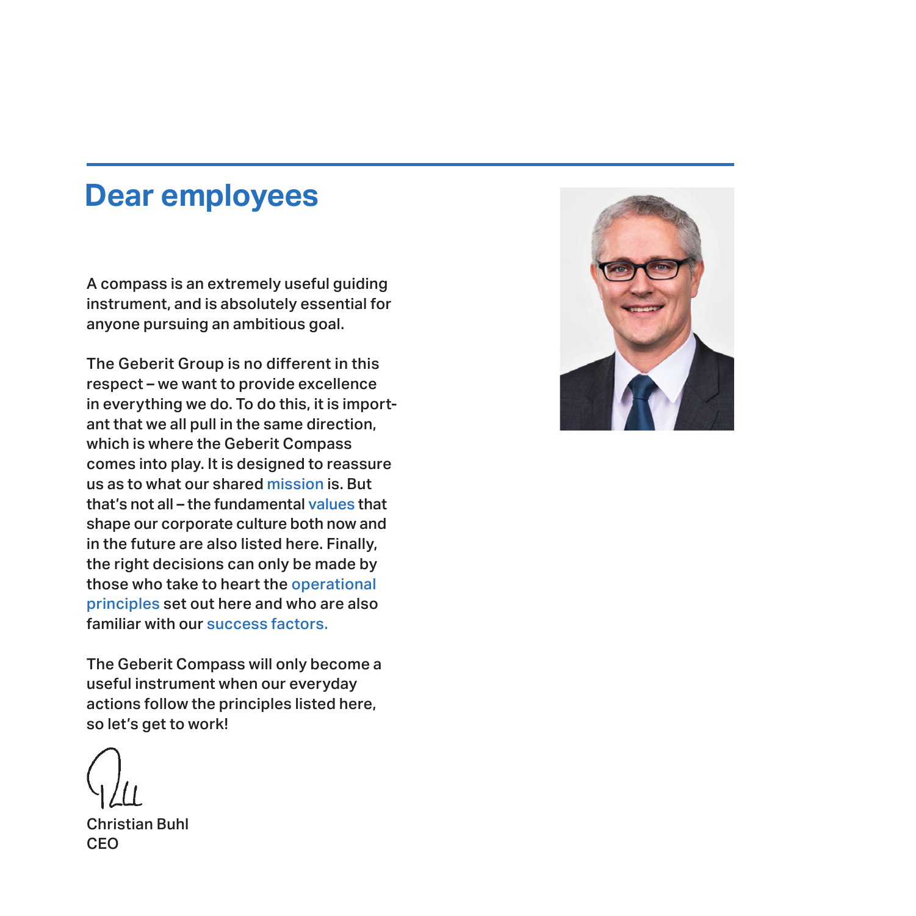# Dear employees

A compass is an extremely useful guiding instrument, and is absolutely essential for anyone pursuing an ambitious goal.

The Geberit Group is no different in this respect – we want to provide excellence in everything we do. To do this, it is important that we all pull in the same direction, which is where the Geberit Compass comes into play. It is designed to reassure us as to what our shared mission is. But that's not all – the fundamental values that shape our corporate culture both now and in the future are also listed here. Finally, the right decisions can only be made by those who take to heart the operational principles set out here and who are also familiar with our success factors.

The Geberit Compass will only become a useful instrument when our everyday actions follow the principles listed here, so let's get to work!

Christian Buhl
CEO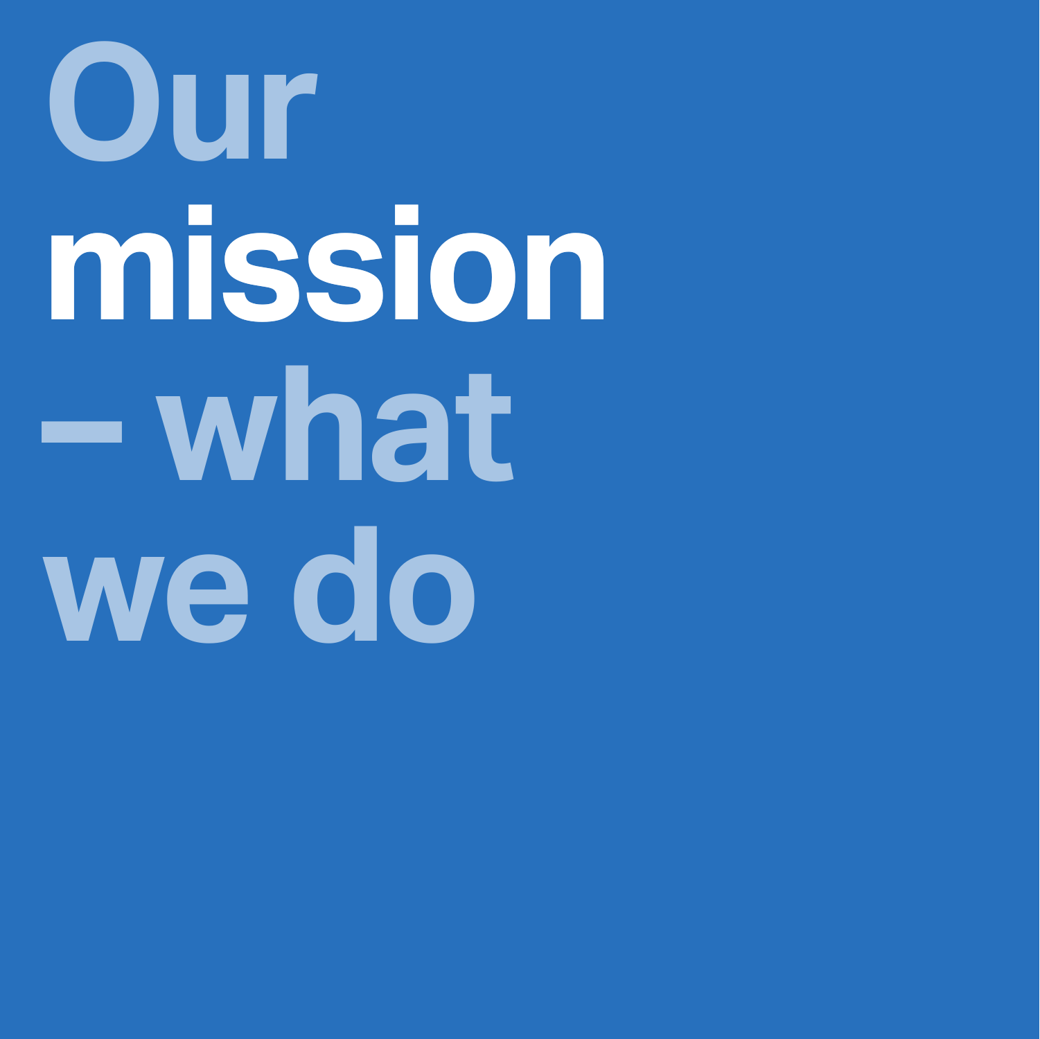# Our **mission** – what we do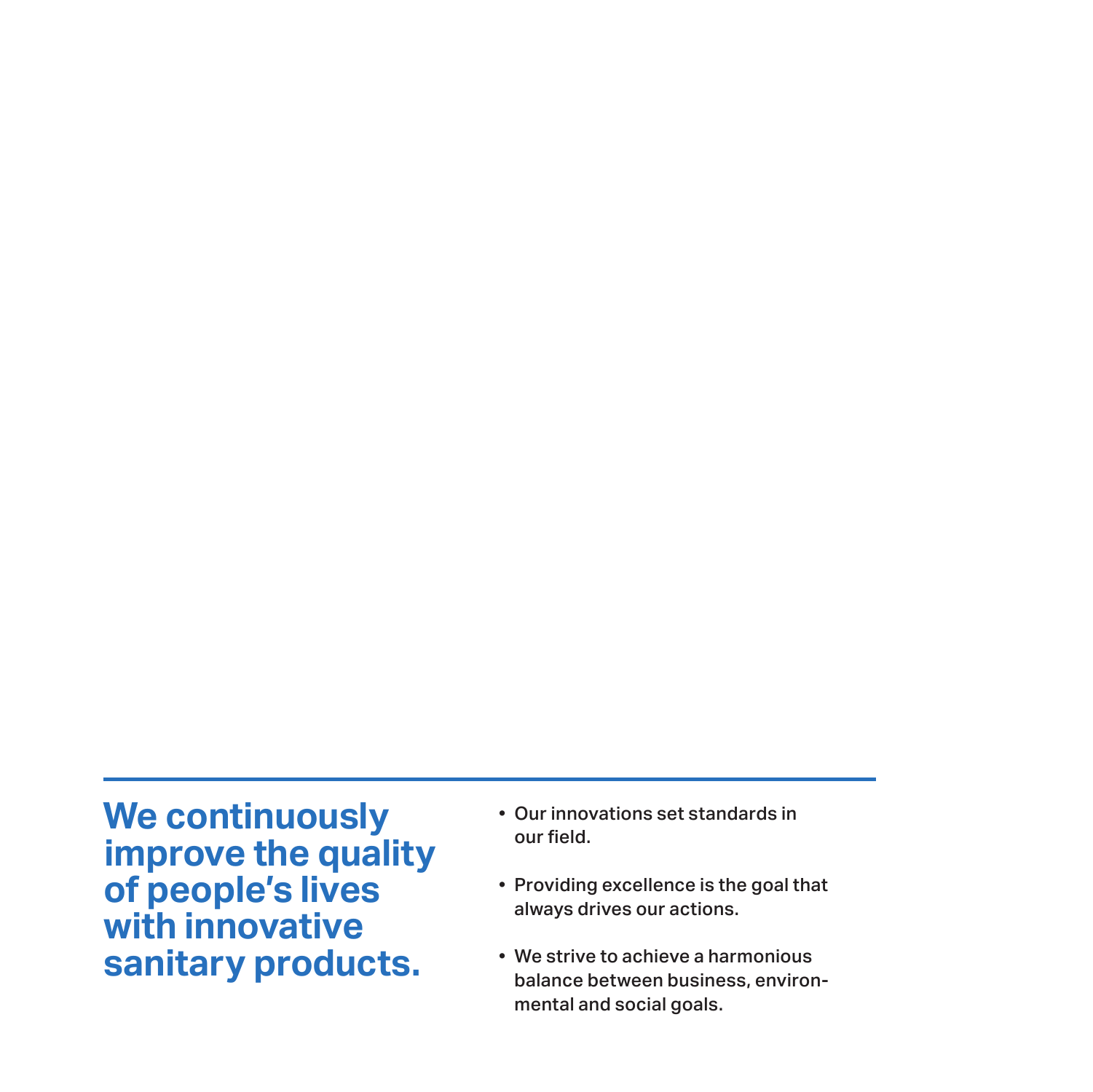## We continuously improve the quality of people's lives with innovative sanitary products.

- Our innovations set standards in our field.
- Providing excellence is the goal that always drives our actions.
- We strive to achieve a harmonious balance between business, environmental and social goals.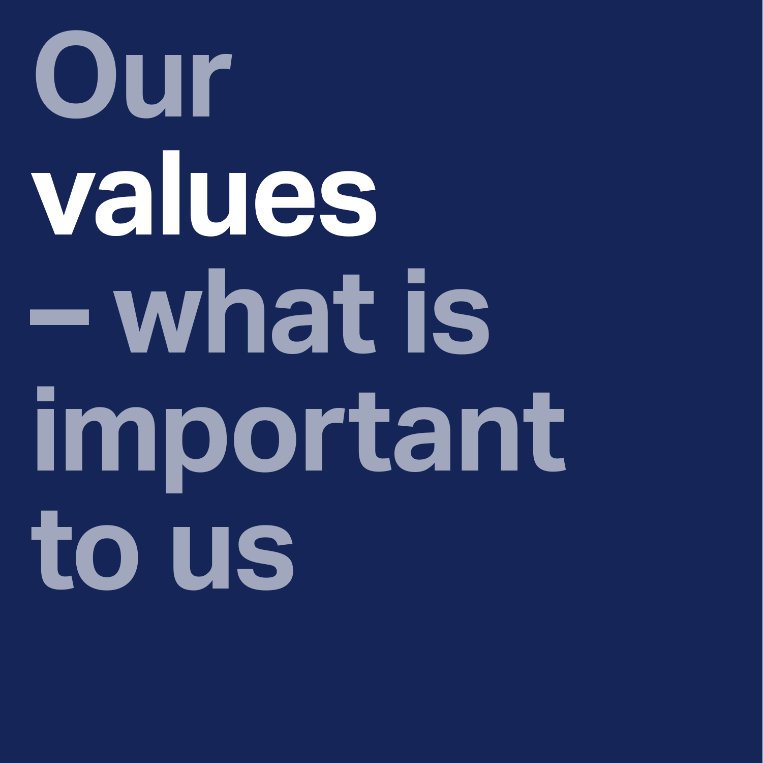# Our **values** – what is important to us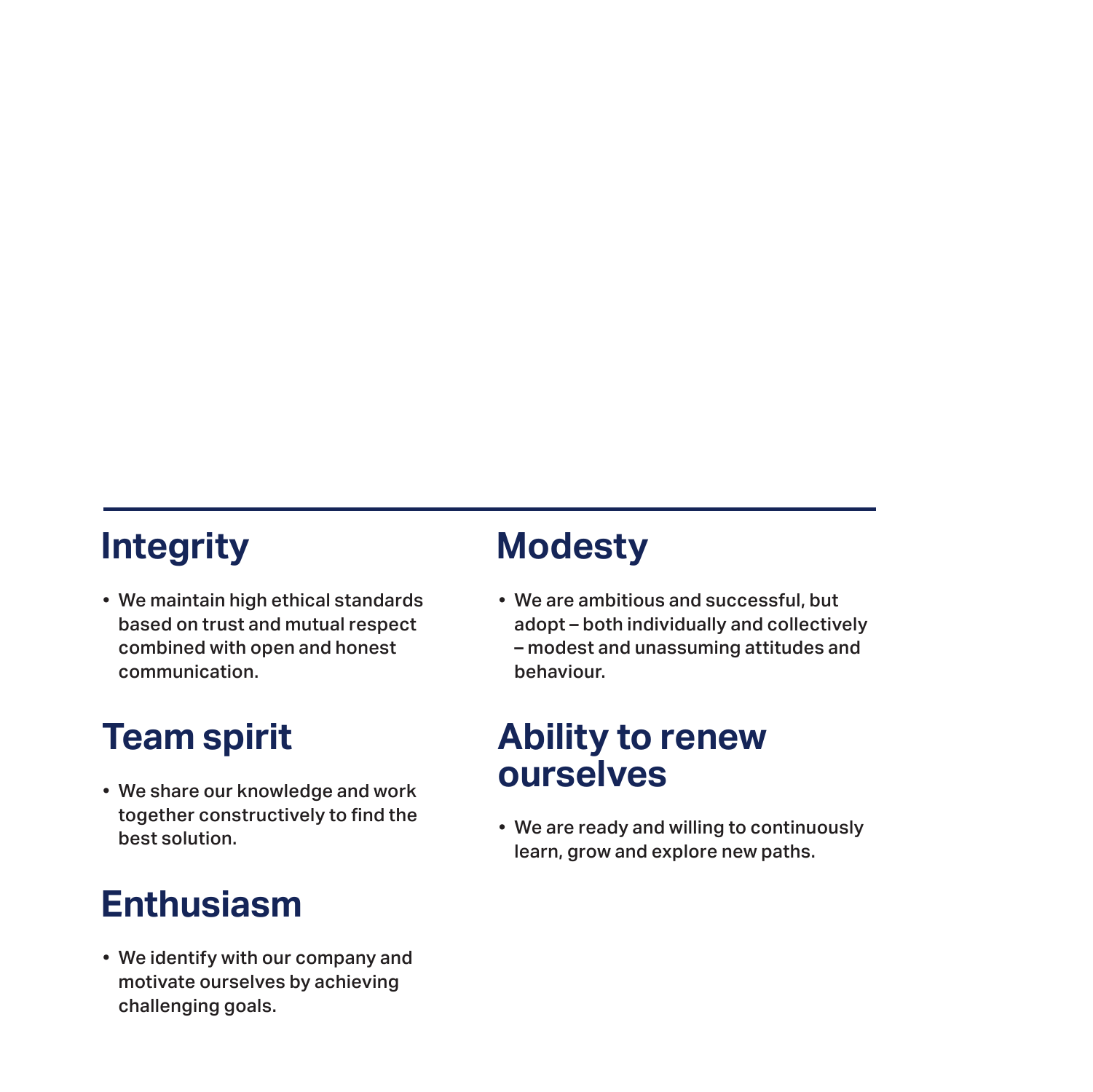## Integrity

- We maintain high ethical standards based on trust and mutual respect combined with open and honest communication.

## Team spirit

- We share our knowledge and work together constructively to find the best solution.

## Enthusiasm

- We identify with our company and motivate ourselves by achieving challenging goals.

## Modesty

- We are ambitious and successful, but adopt – both individually and collectively – modest and unassuming attitudes and behaviour.

## Ability to renew ourselves

- We are ready and willing to continuously learn, grow and explore new paths.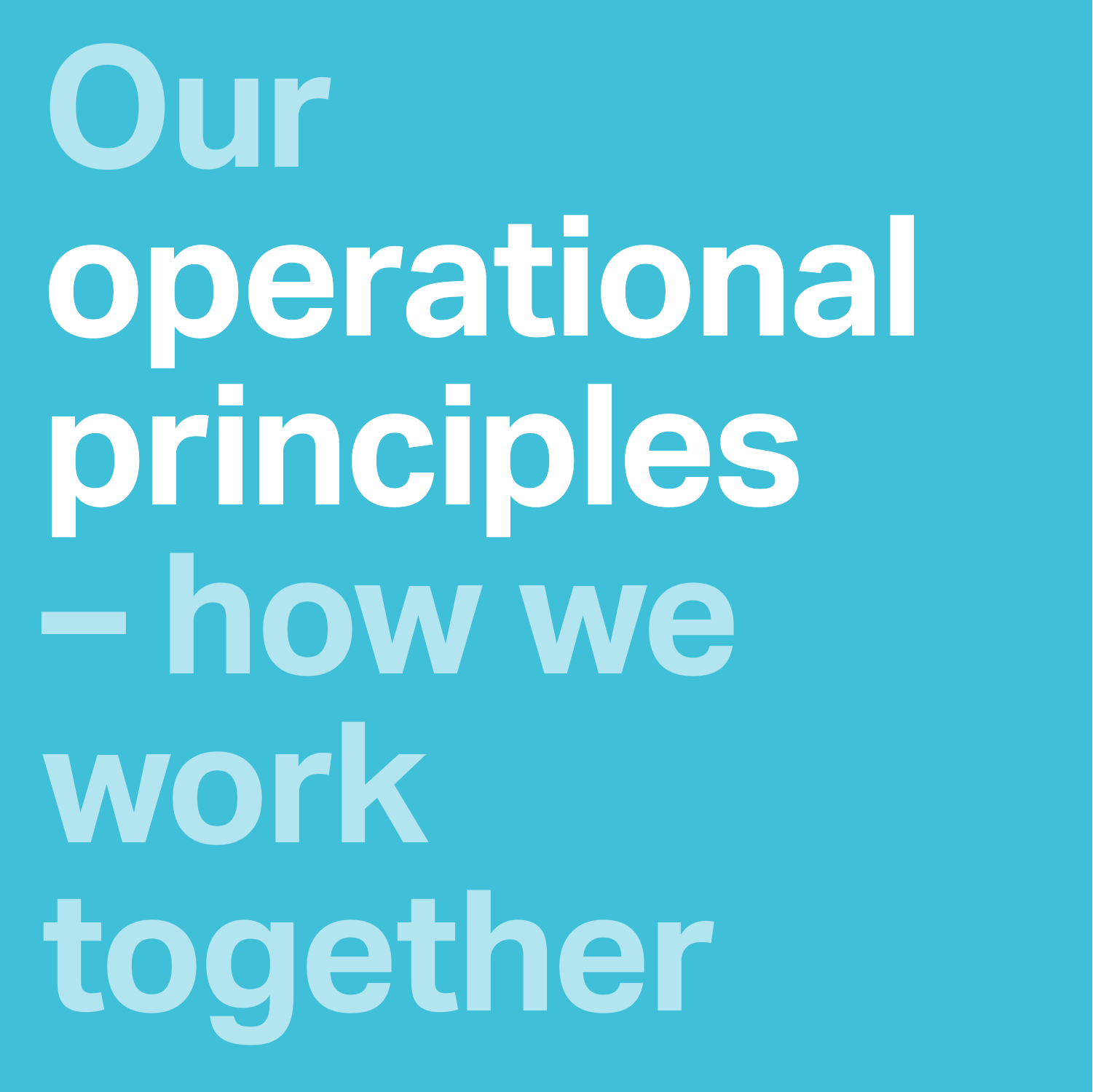# Our operational principles – how we work together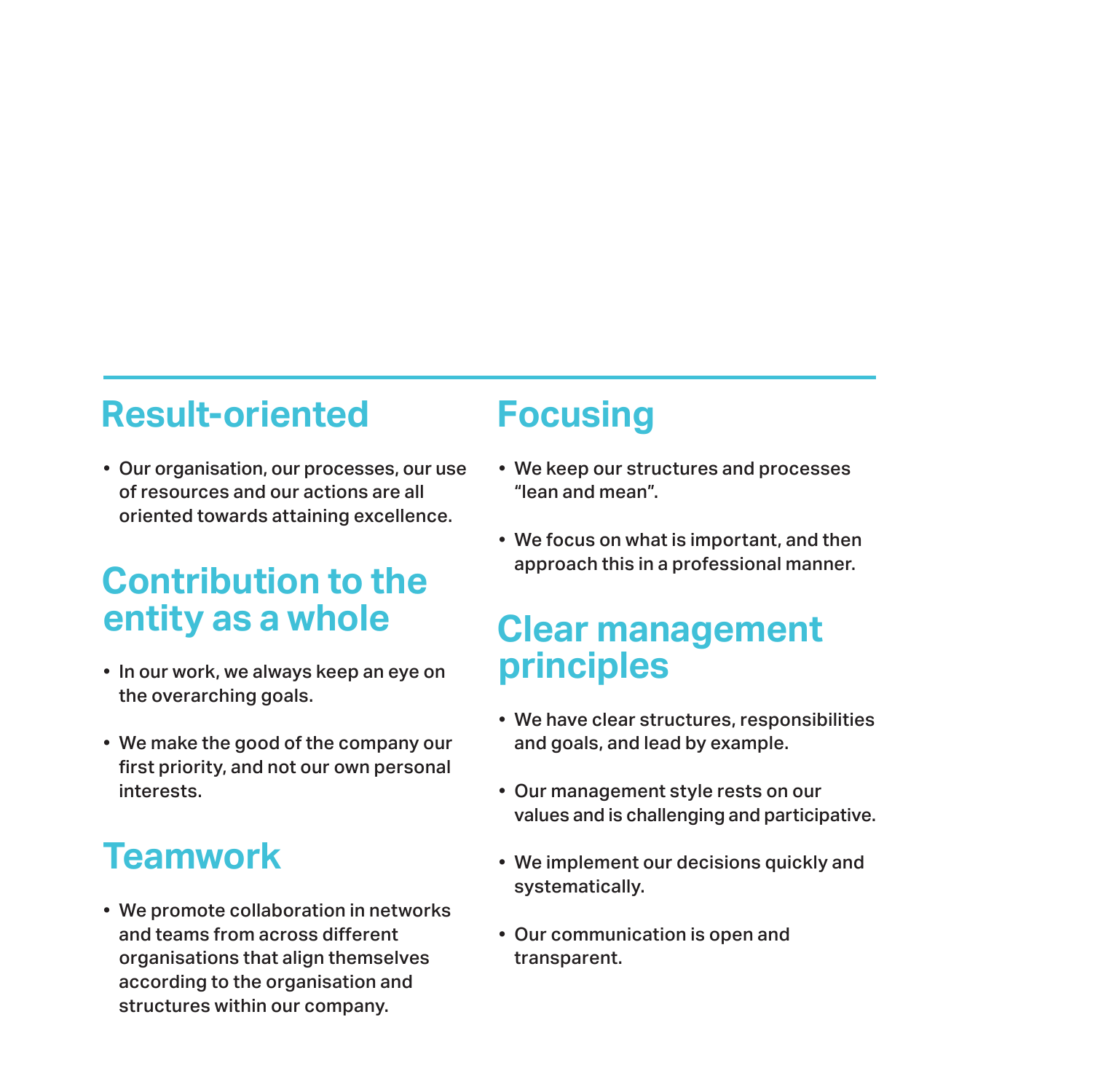## Result-oriented

- Our organisation, our processes, our use of resources and our actions are all oriented towards attaining excellence.

## Contribution to the entity as a whole

- In our work, we always keep an eye on the overarching goals.
- We make the good of the company our first priority, and not our own personal interests.

## Teamwork

- We promote collaboration in networks and teams from across different organisations that align themselves according to the organisation and structures within our company.

## Focusing

- We keep our structures and processes "lean and mean".
- We focus on what is important, and then approach this in a professional manner.

## Clear management principles

- We have clear structures, responsibilities and goals, and lead by example.
- Our management style rests on our values and is challenging and participative.
- We implement our decisions quickly and systematically.
- Our communication is open and transparent.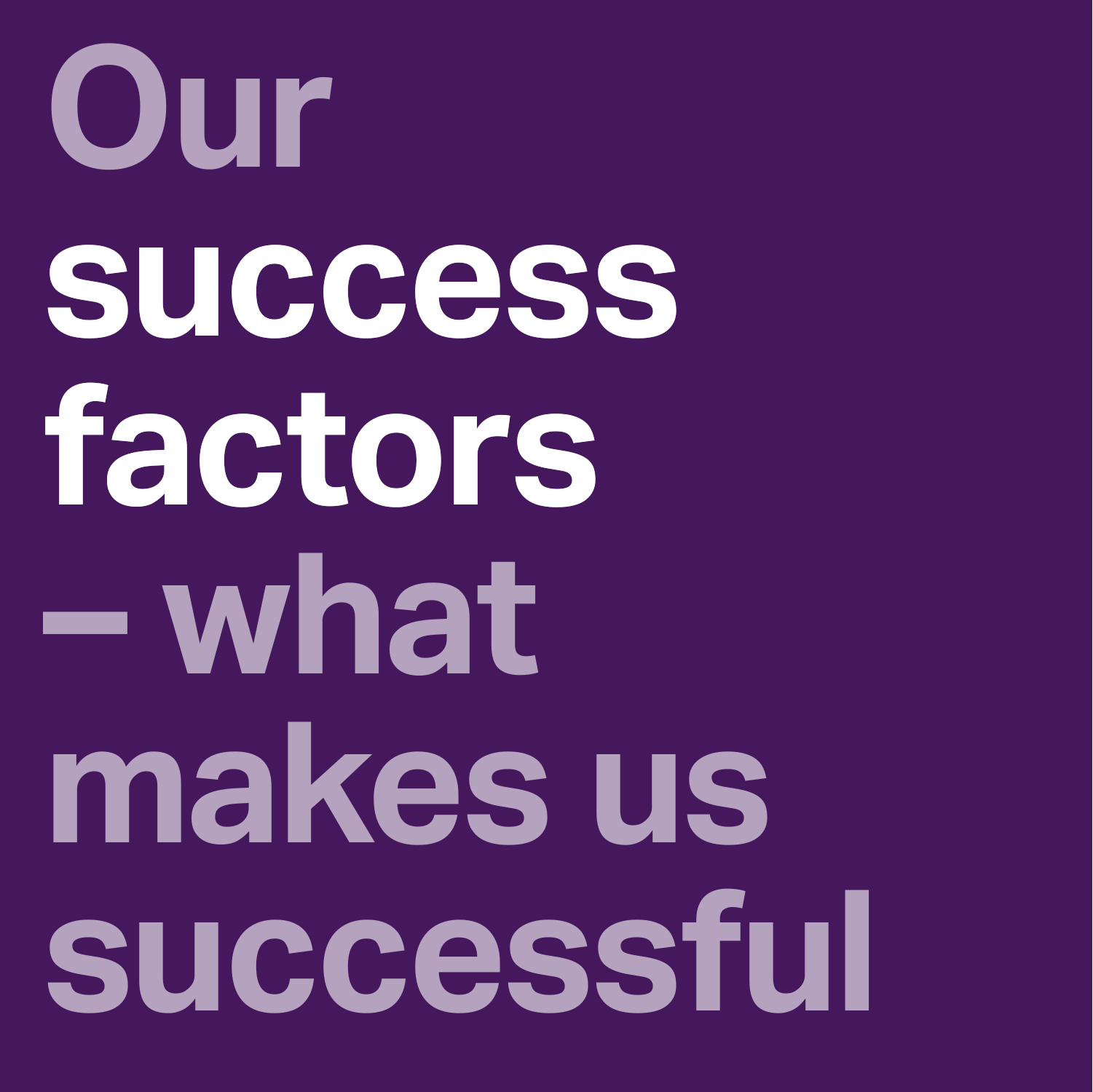# Our **success factors** – what makes us successful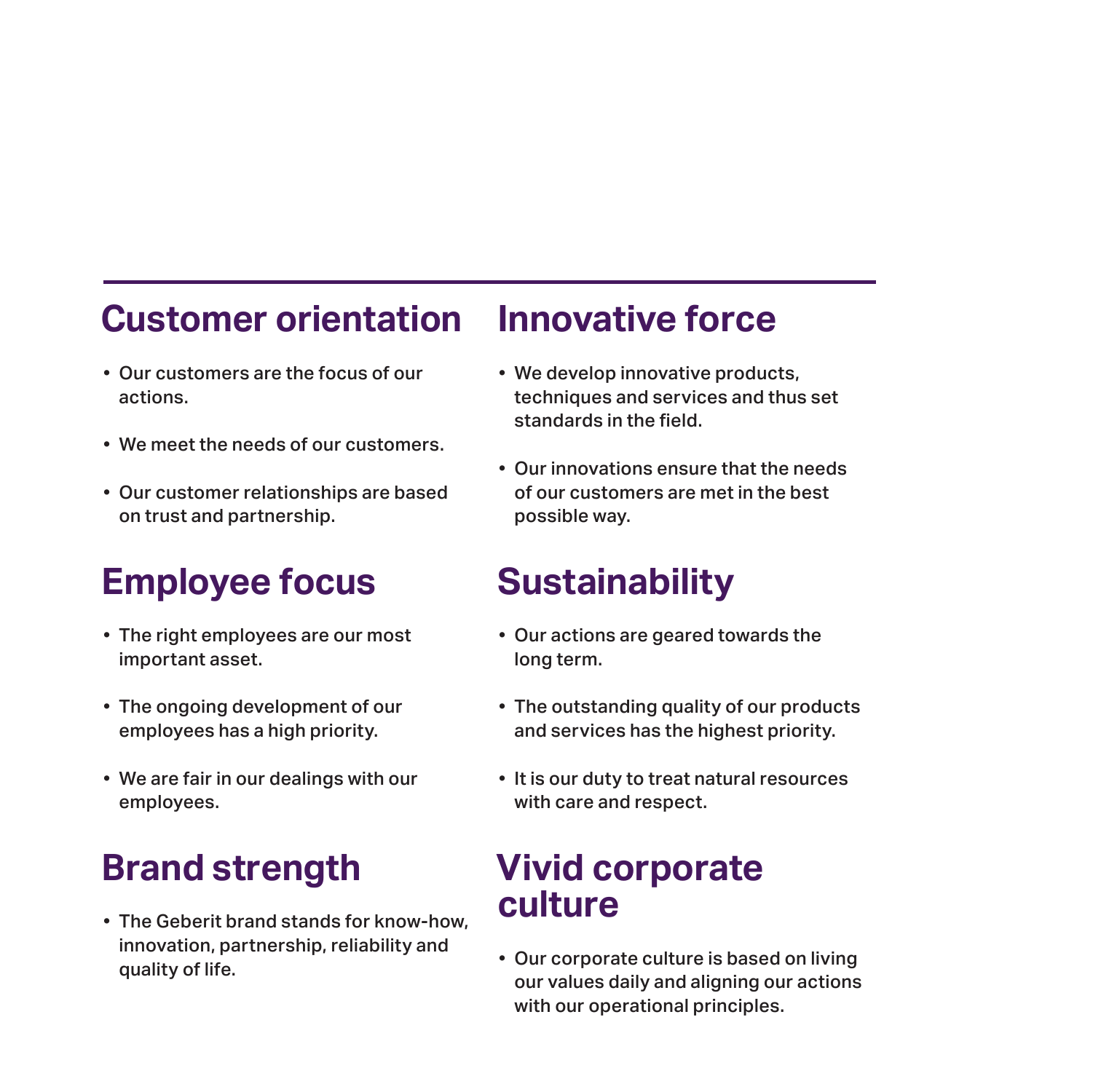## Customer orientation

- Our customers are the focus of our actions.
- We meet the needs of our customers.
- Our customer relationships are based on trust and partnership.

## Employee focus

- The right employees are our most important asset.
- The ongoing development of our employees has a high priority.
- We are fair in our dealings with our employees.

## Brand strength

- The Geberit brand stands for know-how, innovation, partnership, reliability and quality of life.

## Innovative force

- We develop innovative products, techniques and services and thus set standards in the field.
- Our innovations ensure that the needs of our customers are met in the best possible way.

## Sustainability

- Our actions are geared towards the long term.
- The outstanding quality of our products and services has the highest priority.
- It is our duty to treat natural resources with care and respect.

## Vivid corporate culture

- Our corporate culture is based on living our values daily and aligning our actions with our operational principles.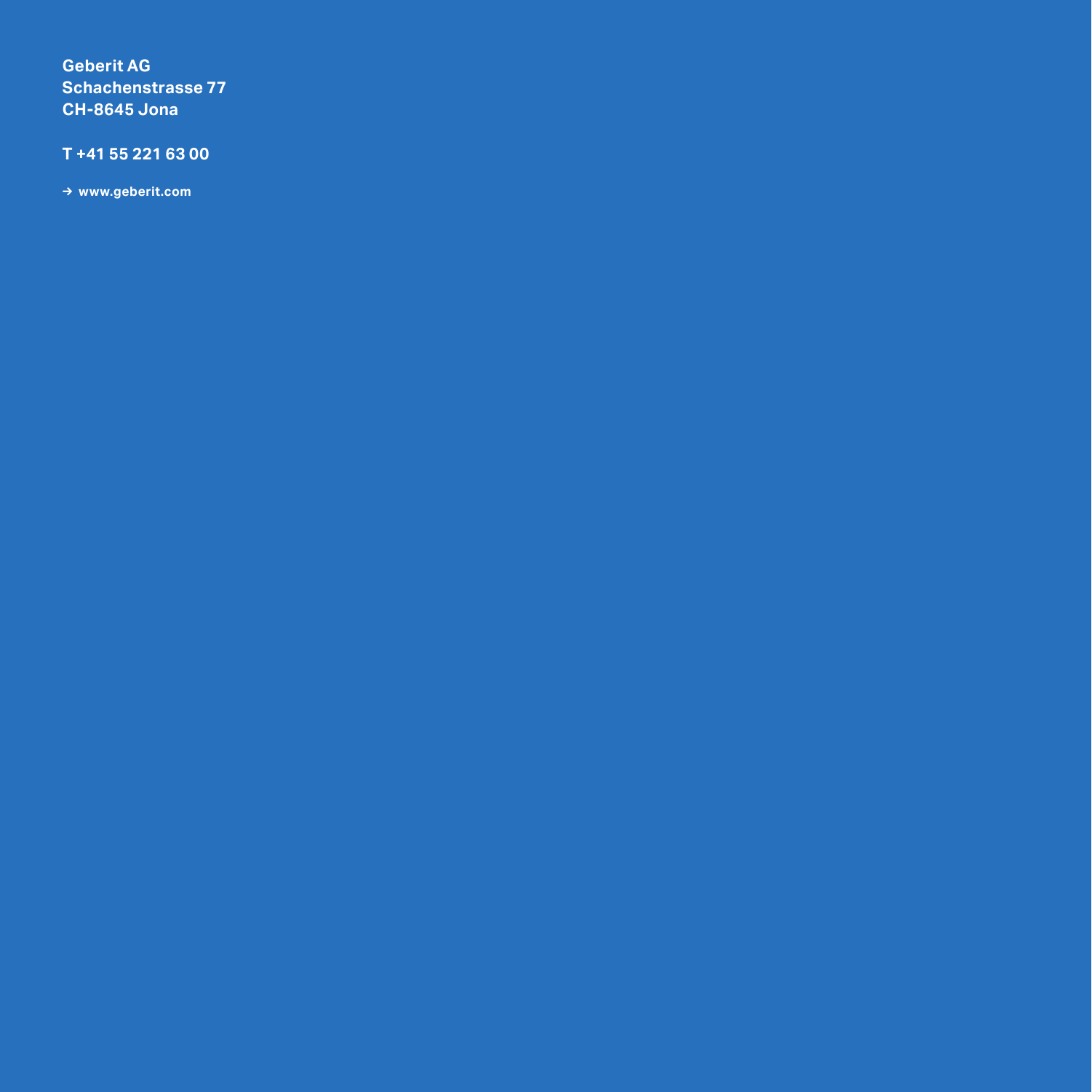**Geberit AG**
**Schachenstrasse 77**
**CH-8645 Jona**

**T +41 55 221 63 00**

→ **www.geberit.com**